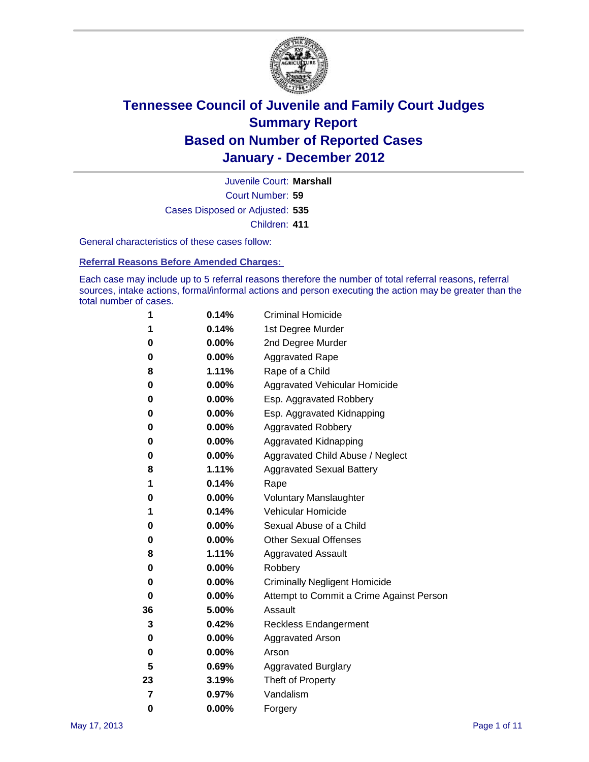# Tennessee Council of Juvenile and Family Court Judges
## Summary Report
## Based on Number of Reported Cases
## January - December 2012

Juvenile Court: **Marshall**

Court Number: **59**

Cases Disposed or Adjusted: **535**

Children: **411**

General characteristics of these cases follow:

### Referral Reasons Before Amended Charges:

Each case may include up to 5 referral reasons therefore the number of total referral reasons, referral sources, intake actions, formal/informal actions and person executing the action may be greater than the total number of cases.

| Count | Percent | Referral Reason |
|---|---|---|
| 1 | 0.14% | Criminal Homicide |
| 1 | 0.14% | 1st Degree Murder |
| 0 | 0.00% | 2nd Degree Murder |
| 0 | 0.00% | Aggravated Rape |
| 8 | 1.11% | Rape of a Child |
| 0 | 0.00% | Aggravated Vehicular Homicide |
| 0 | 0.00% | Esp. Aggravated Robbery |
| 0 | 0.00% | Esp. Aggravated Kidnapping |
| 0 | 0.00% | Aggravated Robbery |
| 0 | 0.00% | Aggravated Kidnapping |
| 0 | 0.00% | Aggravated Child Abuse / Neglect |
| 8 | 1.11% | Aggravated Sexual Battery |
| 1 | 0.14% | Rape |
| 0 | 0.00% | Voluntary Manslaughter |
| 1 | 0.14% | Vehicular Homicide |
| 0 | 0.00% | Sexual Abuse of a Child |
| 0 | 0.00% | Other Sexual Offenses |
| 8 | 1.11% | Aggravated Assault |
| 0 | 0.00% | Robbery |
| 0 | 0.00% | Criminally Negligent Homicide |
| 0 | 0.00% | Attempt to Commit a Crime Against Person |
| 36 | 5.00% | Assault |
| 3 | 0.42% | Reckless Endangerment |
| 0 | 0.00% | Aggravated Arson |
| 0 | 0.00% | Arson |
| 5 | 0.69% | Aggravated Burglary |
| 23 | 3.19% | Theft of Property |
| 7 | 0.97% | Vandalism |
| 0 | 0.00% | Forgery |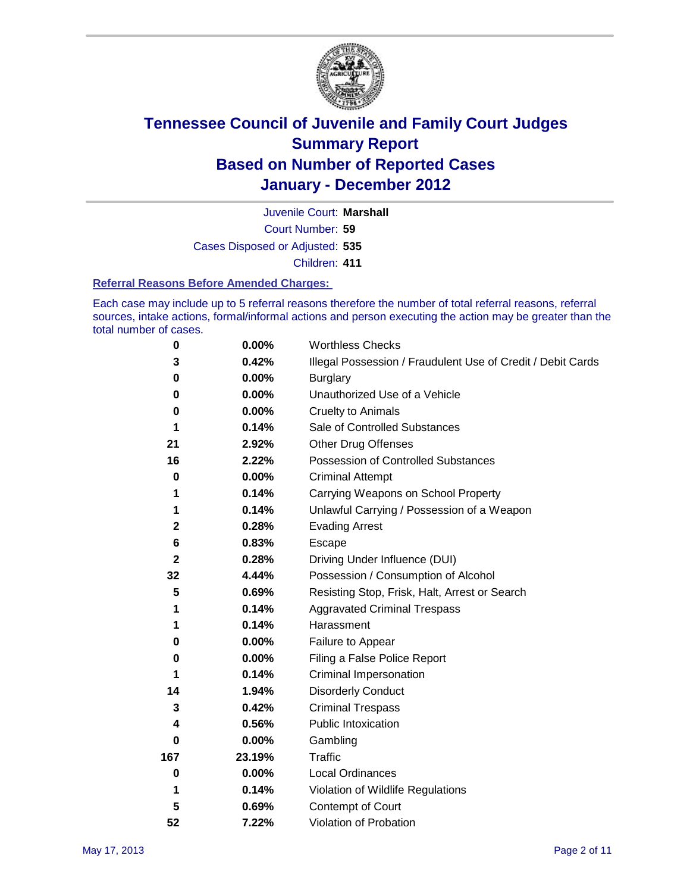# Tennessee Council of Juvenile and Family Court Judges
## Summary Report
## Based on Number of Reported Cases
## January - December 2012

Juvenile Court: **Marshall**
Court Number: **59**
Cases Disposed or Adjusted: **535**
Children: **411**

### Referral Reasons Before Amended Charges:

Each case may include up to 5 referral reasons therefore the number of total referral reasons, referral sources, intake actions, formal/informal actions and person executing the action may be greater than the total number of cases.

| Count | Percent | Referral Reason |
|---|---|---|
| 0 | 0.00% | Worthless Checks |
| 3 | 0.42% | Illegal Possession / Fraudulent Use of Credit / Debit Cards |
| 0 | 0.00% | Burglary |
| 0 | 0.00% | Unauthorized Use of a Vehicle |
| 0 | 0.00% | Cruelty to Animals |
| 1 | 0.14% | Sale of Controlled Substances |
| 21 | 2.92% | Other Drug Offenses |
| 16 | 2.22% | Possession of Controlled Substances |
| 0 | 0.00% | Criminal Attempt |
| 1 | 0.14% | Carrying Weapons on School Property |
| 1 | 0.14% | Unlawful Carrying / Possession of a Weapon |
| 2 | 0.28% | Evading Arrest |
| 6 | 0.83% | Escape |
| 2 | 0.28% | Driving Under Influence (DUI) |
| 32 | 4.44% | Possession / Consumption of Alcohol |
| 5 | 0.69% | Resisting Stop, Frisk, Halt, Arrest or Search |
| 1 | 0.14% | Aggravated Criminal Trespass |
| 1 | 0.14% | Harassment |
| 0 | 0.00% | Failure to Appear |
| 0 | 0.00% | Filing a False Police Report |
| 1 | 0.14% | Criminal Impersonation |
| 14 | 1.94% | Disorderly Conduct |
| 3 | 0.42% | Criminal Trespass |
| 4 | 0.56% | Public Intoxication |
| 0 | 0.00% | Gambling |
| 167 | 23.19% | Traffic |
| 0 | 0.00% | Local Ordinances |
| 1 | 0.14% | Violation of Wildlife Regulations |
| 5 | 0.69% | Contempt of Court |
| 52 | 7.22% | Violation of Probation |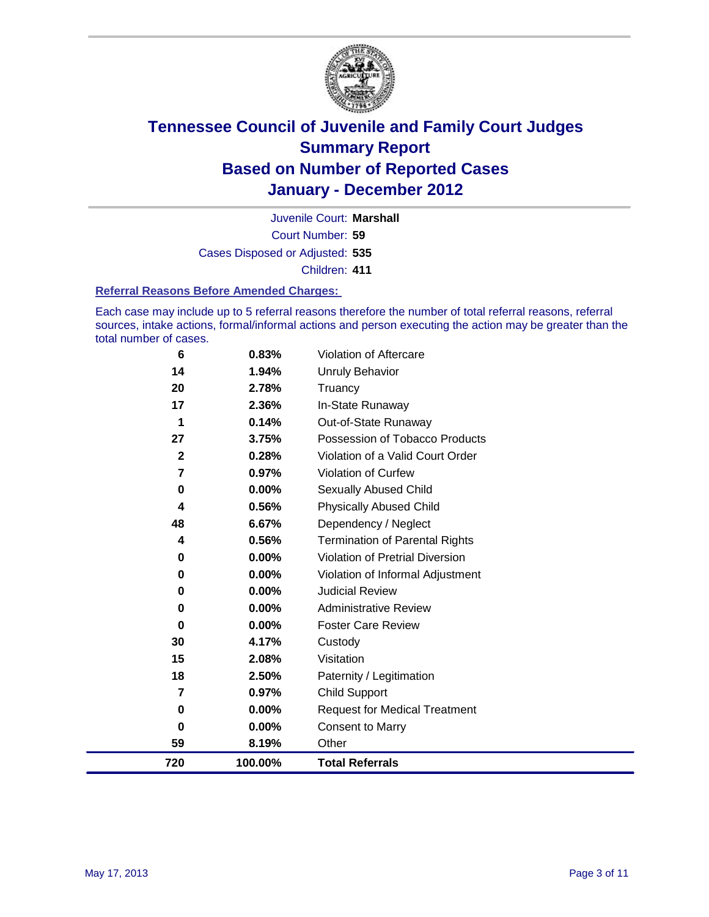# Tennessee Council of Juvenile and Family Court Judges
## Summary Report
## Based on Number of Reported Cases
## January - December 2012

Juvenile Court: **Marshall**
Court Number: **59**
Cases Disposed or Adjusted: **535**
Children: **411**

### Referral Reasons Before Amended Charges:

Each case may include up to 5 referral reasons therefore the number of total referral reasons, referral sources, intake actions, formal/informal actions and person executing the action may be greater than the total number of cases.

| Count | Percent | Referral Reason |
|---|---|---|
| 6 | 0.83% | Violation of Aftercare |
| 14 | 1.94% | Unruly Behavior |
| 20 | 2.78% | Truancy |
| 17 | 2.36% | In-State Runaway |
| 1 | 0.14% | Out-of-State Runaway |
| 27 | 3.75% | Possession of Tobacco Products |
| 2 | 0.28% | Violation of a Valid Court Order |
| 7 | 0.97% | Violation of Curfew |
| 0 | 0.00% | Sexually Abused Child |
| 4 | 0.56% | Physically Abused Child |
| 48 | 6.67% | Dependency / Neglect |
| 4 | 0.56% | Termination of Parental Rights |
| 0 | 0.00% | Violation of Pretrial Diversion |
| 0 | 0.00% | Violation of Informal Adjustment |
| 0 | 0.00% | Judicial Review |
| 0 | 0.00% | Administrative Review |
| 0 | 0.00% | Foster Care Review |
| 30 | 4.17% | Custody |
| 15 | 2.08% | Visitation |
| 18 | 2.50% | Paternity / Legitimation |
| 7 | 0.97% | Child Support |
| 0 | 0.00% | Request for Medical Treatment |
| 0 | 0.00% | Consent to Marry |
| 59 | 8.19% | Other |
| **720** | **100.00%** | **Total Referrals** |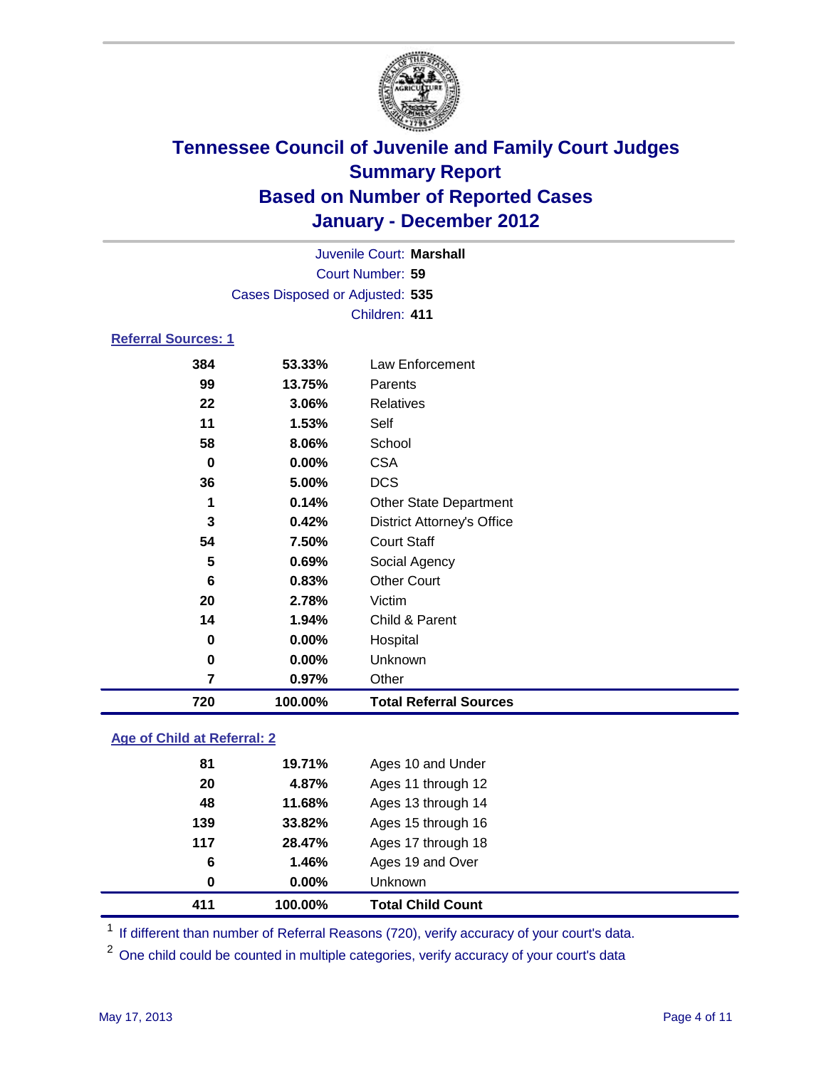# Tennessee Council of Juvenile and Family Court Judges
## Summary Report
## Based on Number of Reported Cases
## January - December 2012

Juvenile Court: **Marshall**

Court Number: **59**

Cases Disposed or Adjusted: **535**

Children: **411**

### Referral Sources: 1

| | | |
|---|---|---|
| 384 | 53.33% | Law Enforcement |
| 99 | 13.75% | Parents |
| 22 | 3.06% | Relatives |
| 11 | 1.53% | Self |
| 58 | 8.06% | School |
| 0 | 0.00% | CSA |
| 36 | 5.00% | DCS |
| 1 | 0.14% | Other State Department |
| 3 | 0.42% | District Attorney's Office |
| 54 | 7.50% | Court Staff |
| 5 | 0.69% | Social Agency |
| 6 | 0.83% | Other Court |
| 20 | 2.78% | Victim |
| 14 | 1.94% | Child & Parent |
| 0 | 0.00% | Hospital |
| 0 | 0.00% | Unknown |
| 7 | 0.97% | Other |
| **720** | **100.00%** | **Total Referral Sources** |

### Age of Child at Referral: 2

| | | |
|---|---|---|
| 81 | 19.71% | Ages 10 and Under |
| 20 | 4.87% | Ages 11 through 12 |
| 48 | 11.68% | Ages 13 through 14 |
| 139 | 33.82% | Ages 15 through 16 |
| 117 | 28.47% | Ages 17 through 18 |
| 6 | 1.46% | Ages 19 and Over |
| 0 | 0.00% | Unknown |
| **411** | **100.00%** | **Total Child Count** |

[1] If different than number of Referral Reasons (720), verify accuracy of your court's data.

[2] One child could be counted in multiple categories, verify accuracy of your court's data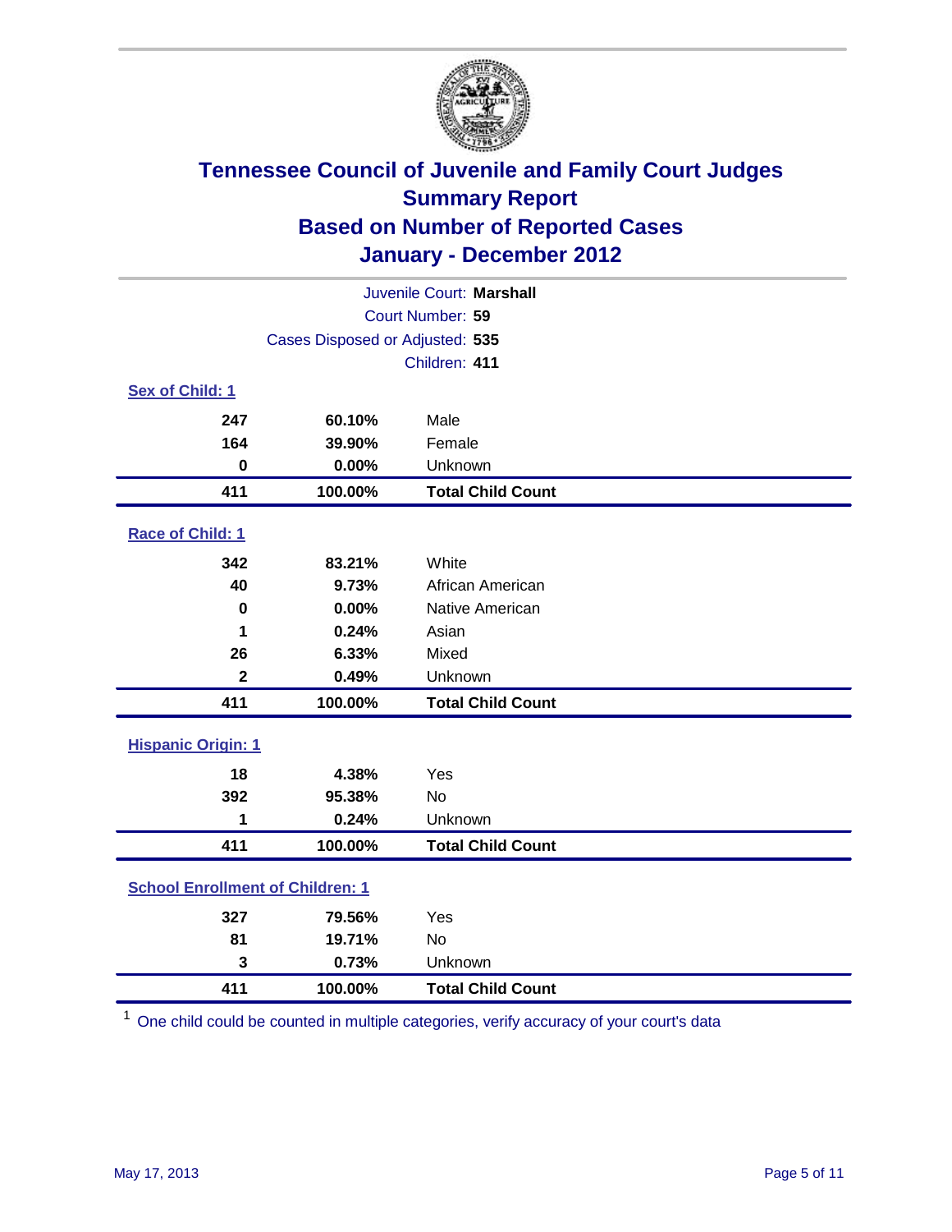# Tennessee Council of Juvenile and Family Court Judges
## Summary Report
## Based on Number of Reported Cases
## January - December 2012

Juvenile Court: **Marshall**
Court Number: **59**
Cases Disposed or Adjusted: **535**
Children: **411**

### Sex of Child: 1

| | | |
|---|---|---|
| 247 | 60.10% | Male |
| 164 | 39.90% | Female |
| 0 | 0.00% | Unknown |
| **411** | **100.00%** | **Total Child Count** |

### Race of Child: 1

| | | |
|---|---|---|
| 342 | 83.21% | White |
| 40 | 9.73% | African American |
| 0 | 0.00% | Native American |
| 1 | 0.24% | Asian |
| 26 | 6.33% | Mixed |
| 2 | 0.49% | Unknown |
| **411** | **100.00%** | **Total Child Count** |

### Hispanic Origin: 1

| | | |
|---|---|---|
| 18 | 4.38% | Yes |
| 392 | 95.38% | No |
| 1 | 0.24% | Unknown |
| **411** | **100.00%** | **Total Child Count** |

### School Enrollment of Children: 1

| | | |
|---|---|---|
| 327 | 79.56% | Yes |
| 81 | 19.71% | No |
| 3 | 0.73% | Unknown |
| **411** | **100.00%** | **Total Child Count** |

[1] One child could be counted in multiple categories, verify accuracy of your court's data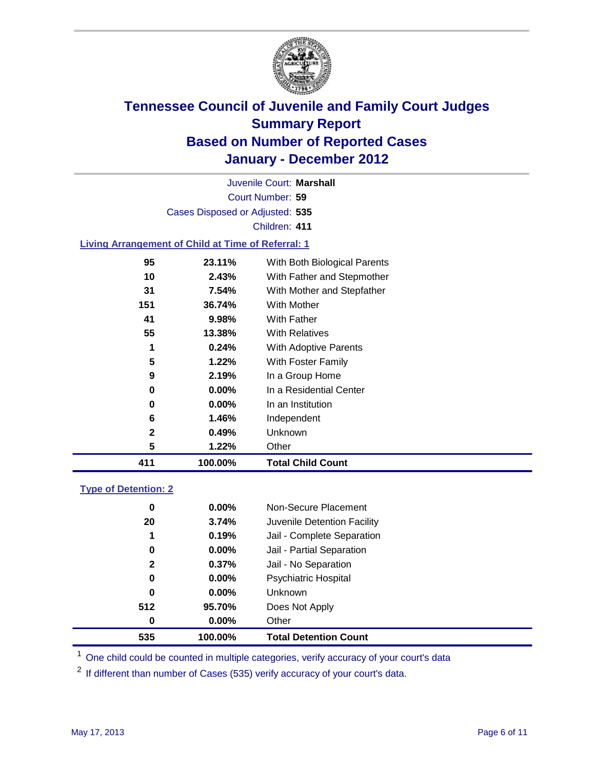# Tennessee Council of Juvenile and Family Court Judges
## Summary Report
## Based on Number of Reported Cases
## January - December 2012

Juvenile Court: **Marshall**
Court Number: **59**
Cases Disposed or Adjusted: **535**
Children: **411**

### Living Arrangement of Child at Time of Referral: 1

| Count | Percent | Category |
|---|---|---|
| 95 | 23.11% | With Both Biological Parents |
| 10 | 2.43% | With Father and Stepmother |
| 31 | 7.54% | With Mother and Stepfather |
| 151 | 36.74% | With Mother |
| 41 | 9.98% | With Father |
| 55 | 13.38% | With Relatives |
| 1 | 0.24% | With Adoptive Parents |
| 5 | 1.22% | With Foster Family |
| 9 | 2.19% | In a Group Home |
| 0 | 0.00% | In a Residential Center |
| 0 | 0.00% | In an Institution |
| 6 | 1.46% | Independent |
| 2 | 0.49% | Unknown |
| 5 | 1.22% | Other |
| **411** | **100.00%** | **Total Child Count** |

### Type of Detention: 2

| Count | Percent | Category |
|---|---|---|
| 0 | 0.00% | Non-Secure Placement |
| 20 | 3.74% | Juvenile Detention Facility |
| 1 | 0.19% | Jail - Complete Separation |
| 0 | 0.00% | Jail - Partial Separation |
| 2 | 0.37% | Jail - No Separation |
| 0 | 0.00% | Psychiatric Hospital |
| 0 | 0.00% | Unknown |
| 512 | 95.70% | Does Not Apply |
| 0 | 0.00% | Other |
| **535** | **100.00%** | **Total Detention Count** |

[1] One child could be counted in multiple categories, verify accuracy of your court's data

[2] If different than number of Cases (535) verify accuracy of your court's data.

May 17, 2013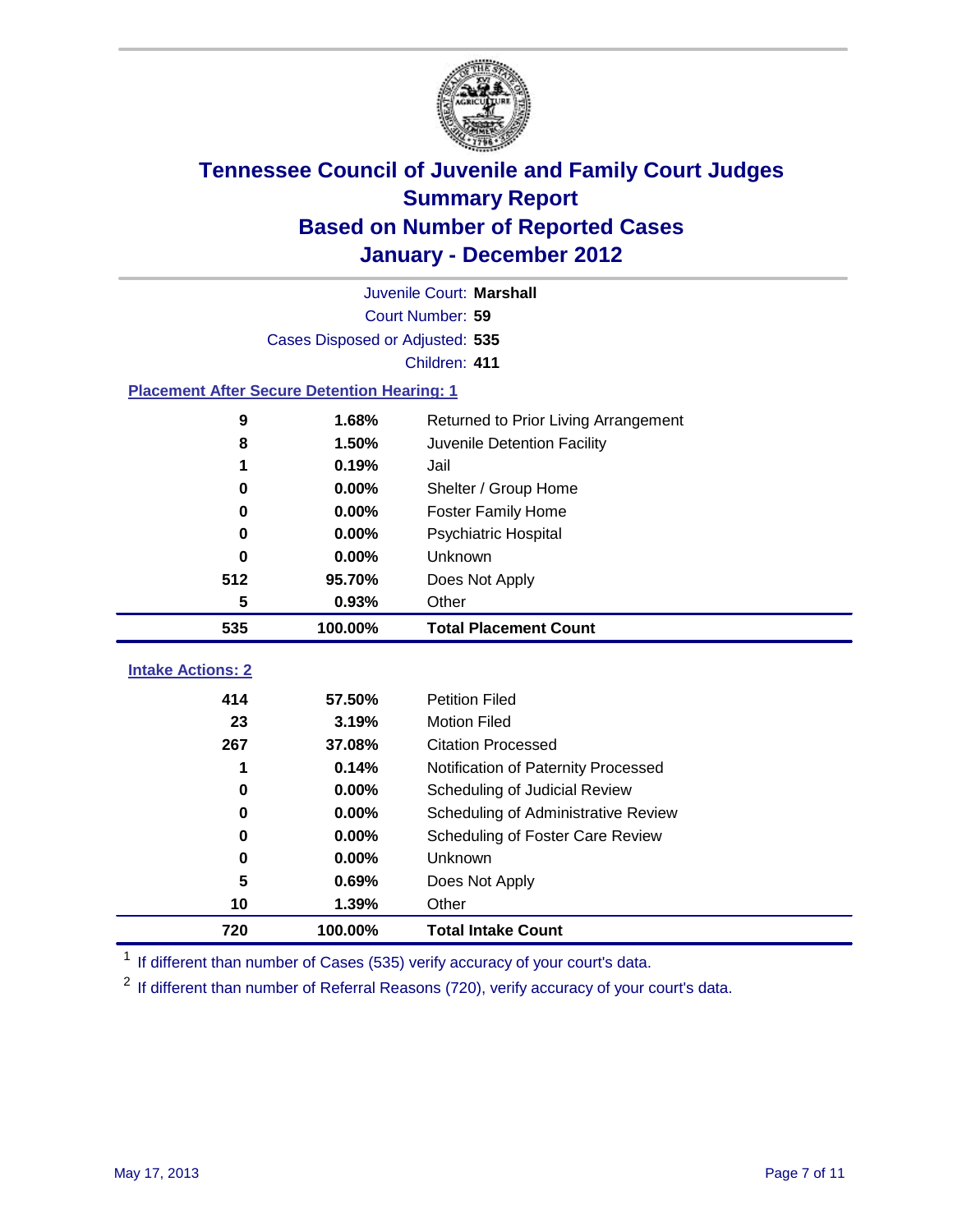# Tennessee Council of Juvenile and Family Court Judges
## Summary Report
## Based on Number of Reported Cases
## January - December 2012

Juvenile Court: **Marshall**
Court Number: **59**
Cases Disposed or Adjusted: **535**
Children: **411**

### Placement After Secure Detention Hearing: 1

| Count | Percent | Placement |
|---|---|---|
| 9 | 1.68% | Returned to Prior Living Arrangement |
| 8 | 1.50% | Juvenile Detention Facility |
| 1 | 0.19% | Jail |
| 0 | 0.00% | Shelter / Group Home |
| 0 | 0.00% | Foster Family Home |
| 0 | 0.00% | Psychiatric Hospital |
| 0 | 0.00% | Unknown |
| 512 | 95.70% | Does Not Apply |
| 5 | 0.93% | Other |
| **535** | **100.00%** | **Total Placement Count** |

### Intake Actions: 2

| Count | Percent | Intake Action |
|---|---|---|
| 414 | 57.50% | Petition Filed |
| 23 | 3.19% | Motion Filed |
| 267 | 37.08% | Citation Processed |
| 1 | 0.14% | Notification of Paternity Processed |
| 0 | 0.00% | Scheduling of Judicial Review |
| 0 | 0.00% | Scheduling of Administrative Review |
| 0 | 0.00% | Scheduling of Foster Care Review |
| 0 | 0.00% | Unknown |
| 5 | 0.69% | Does Not Apply |
| 10 | 1.39% | Other |
| **720** | **100.00%** | **Total Intake Count** |

[1] If different than number of Cases (535) verify accuracy of your court's data.

[2] If different than number of Referral Reasons (720), verify accuracy of your court's data.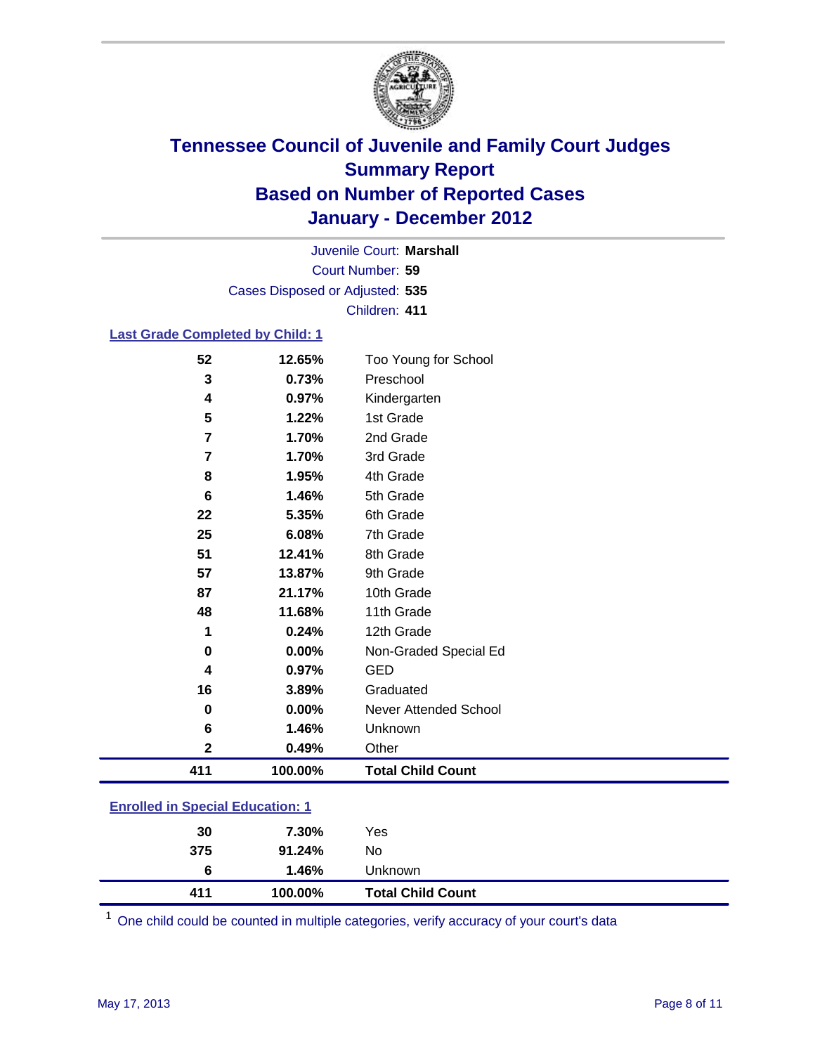# Tennessee Council of Juvenile and Family Court Judges
## Summary Report
## Based on Number of Reported Cases
## January - December 2012

Juvenile Court: **Marshall**
Court Number: **59**
Cases Disposed or Adjusted: **535**
Children: **411**

### Last Grade Completed by Child: 1

| Count | Percent | Category |
|---|---|---|
| 52 | 12.65% | Too Young for School |
| 3 | 0.73% | Preschool |
| 4 | 0.97% | Kindergarten |
| 5 | 1.22% | 1st Grade |
| 7 | 1.70% | 2nd Grade |
| 7 | 1.70% | 3rd Grade |
| 8 | 1.95% | 4th Grade |
| 6 | 1.46% | 5th Grade |
| 22 | 5.35% | 6th Grade |
| 25 | 6.08% | 7th Grade |
| 51 | 12.41% | 8th Grade |
| 57 | 13.87% | 9th Grade |
| 87 | 21.17% | 10th Grade |
| 48 | 11.68% | 11th Grade |
| 1 | 0.24% | 12th Grade |
| 0 | 0.00% | Non-Graded Special Ed |
| 4 | 0.97% | GED |
| 16 | 3.89% | Graduated |
| 0 | 0.00% | Never Attended School |
| 6 | 1.46% | Unknown |
| 2 | 0.49% | Other |
| **411** | **100.00%** | **Total Child Count** |

### Enrolled in Special Education: 1

| Count | Percent | Category |
|---|---|---|
| 30 | 7.30% | Yes |
| 375 | 91.24% | No |
| 6 | 1.46% | Unknown |
| **411** | **100.00%** | **Total Child Count** |

[1] One child could be counted in multiple categories, verify accuracy of your court's data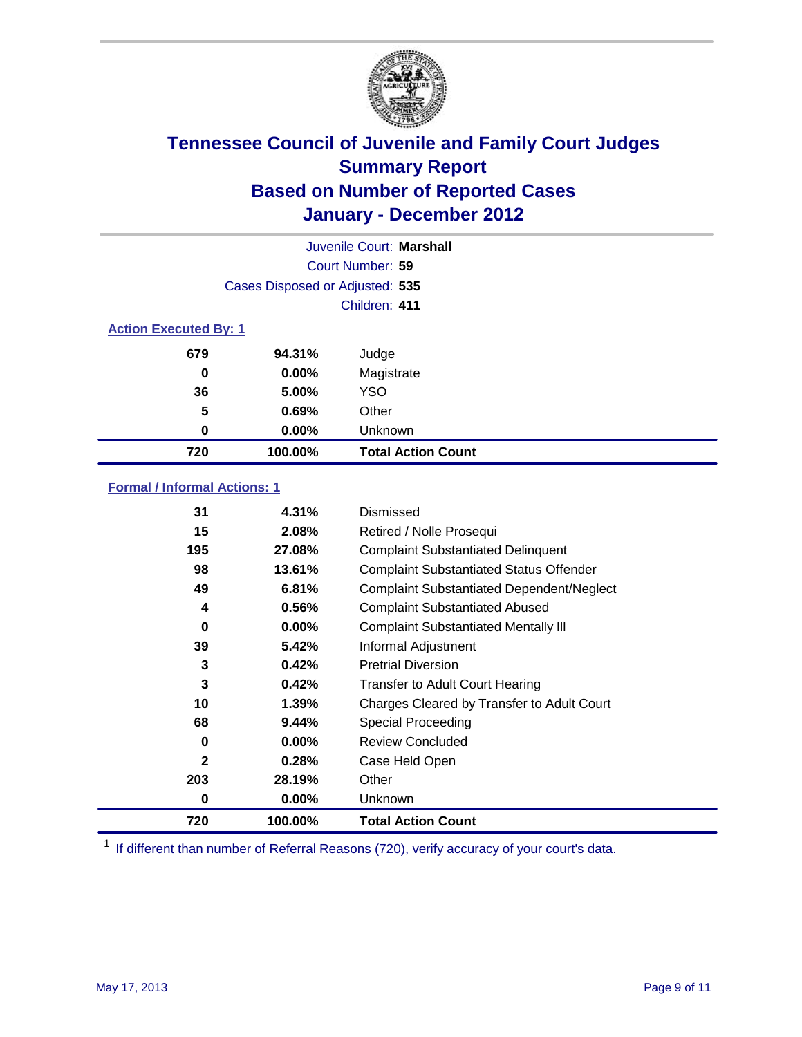# Tennessee Council of Juvenile and Family Court Judges
## Summary Report
## Based on Number of Reported Cases
## January - December 2012

Juvenile Court: **Marshall**

Court Number: **59**

Cases Disposed or Adjusted: **535**

Children: **411**

### Action Executed By: 1

| Count | Percent | Action |
|---|---|---|
| 679 | 94.31% | Judge |
| 0 | 0.00% | Magistrate |
| 36 | 5.00% | YSO |
| 5 | 0.69% | Other |
| 0 | 0.00% | Unknown |
| **720** | **100.00%** | **Total Action Count** |

### Formal / Informal Actions: 1

| Count | Percent | Action |
|---|---|---|
| 31 | 4.31% | Dismissed |
| 15 | 2.08% | Retired / Nolle Prosequi |
| 195 | 27.08% | Complaint Substantiated Delinquent |
| 98 | 13.61% | Complaint Substantiated Status Offender |
| 49 | 6.81% | Complaint Substantiated Dependent/Neglect |
| 4 | 0.56% | Complaint Substantiated Abused |
| 0 | 0.00% | Complaint Substantiated Mentally Ill |
| 39 | 5.42% | Informal Adjustment |
| 3 | 0.42% | Pretrial Diversion |
| 3 | 0.42% | Transfer to Adult Court Hearing |
| 10 | 1.39% | Charges Cleared by Transfer to Adult Court |
| 68 | 9.44% | Special Proceeding |
| 0 | 0.00% | Review Concluded |
| 2 | 0.28% | Case Held Open |
| 203 | 28.19% | Other |
| 0 | 0.00% | Unknown |
| **720** | **100.00%** | **Total Action Count** |

[1] If different than number of Referral Reasons (720), verify accuracy of your court's data.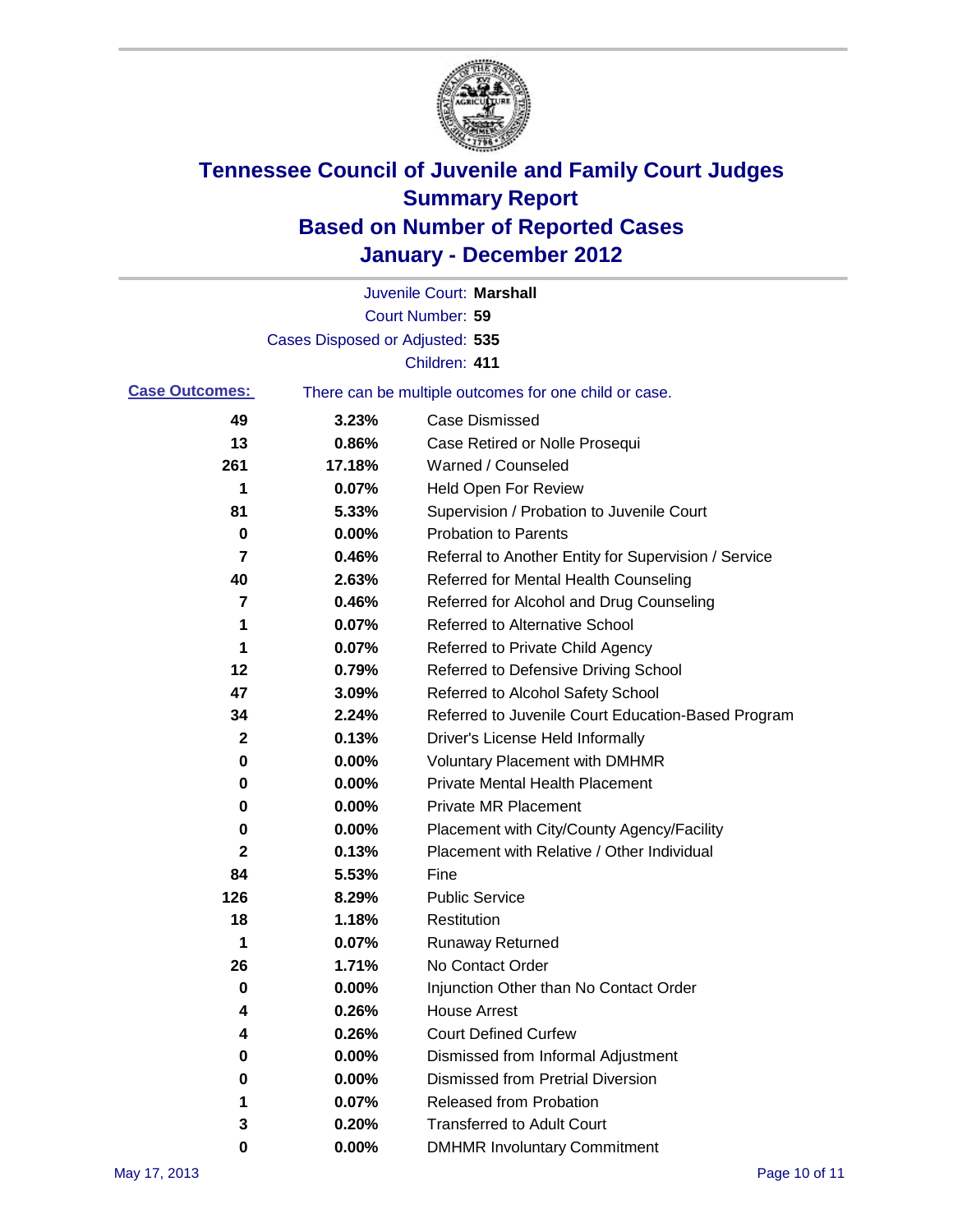# Tennessee Council of Juvenile and Family Court Judges
## Summary Report
## Based on Number of Reported Cases
## January - December 2012

Juvenile Court: **Marshall**
Court Number: **59**
Cases Disposed or Adjusted: **535**
Children: **411**

**Case Outcomes:** There can be multiple outcomes for one child or case.

| Count | Percent | Outcome |
|---|---|---|
| 49 | 3.23% | Case Dismissed |
| 13 | 0.86% | Case Retired or Nolle Prosequi |
| 261 | 17.18% | Warned / Counseled |
| 1 | 0.07% | Held Open For Review |
| 81 | 5.33% | Supervision / Probation to Juvenile Court |
| 0 | 0.00% | Probation to Parents |
| 7 | 0.46% | Referral to Another Entity for Supervision / Service |
| 40 | 2.63% | Referred for Mental Health Counseling |
| 7 | 0.46% | Referred for Alcohol and Drug Counseling |
| 1 | 0.07% | Referred to Alternative School |
| 1 | 0.07% | Referred to Private Child Agency |
| 12 | 0.79% | Referred to Defensive Driving School |
| 47 | 3.09% | Referred to Alcohol Safety School |
| 34 | 2.24% | Referred to Juvenile Court Education-Based Program |
| 2 | 0.13% | Driver's License Held Informally |
| 0 | 0.00% | Voluntary Placement with DMHMR |
| 0 | 0.00% | Private Mental Health Placement |
| 0 | 0.00% | Private MR Placement |
| 0 | 0.00% | Placement with City/County Agency/Facility |
| 2 | 0.13% | Placement with Relative / Other Individual |
| 84 | 5.53% | Fine |
| 126 | 8.29% | Public Service |
| 18 | 1.18% | Restitution |
| 1 | 0.07% | Runaway Returned |
| 26 | 1.71% | No Contact Order |
| 0 | 0.00% | Injunction Other than No Contact Order |
| 4 | 0.26% | House Arrest |
| 4 | 0.26% | Court Defined Curfew |
| 0 | 0.00% | Dismissed from Informal Adjustment |
| 0 | 0.00% | Dismissed from Pretrial Diversion |
| 1 | 0.07% | Released from Probation |
| 3 | 0.20% | Transferred to Adult Court |
| 0 | 0.00% | DMHMR Involuntary Commitment |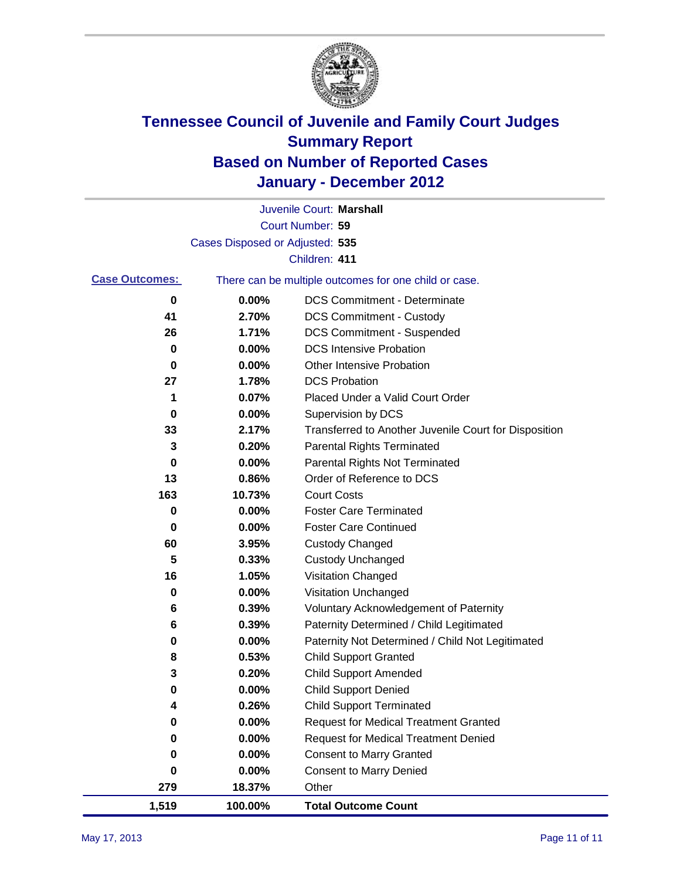# Tennessee Council of Juvenile and Family Court Judges
# Summary Report
# Based on Number of Reported Cases
# January - December 2012

Juvenile Court: **Marshall**
Court Number: **59**
Cases Disposed or Adjusted: **535**
Children: **411**

**Case Outcomes:** There can be multiple outcomes for one child or case.

| | | |
|---|---|---|
| 0 | 0.00% | DCS Commitment - Determinate |
| 41 | 2.70% | DCS Commitment - Custody |
| 26 | 1.71% | DCS Commitment - Suspended |
| 0 | 0.00% | DCS Intensive Probation |
| 0 | 0.00% | Other Intensive Probation |
| 27 | 1.78% | DCS Probation |
| 1 | 0.07% | Placed Under a Valid Court Order |
| 0 | 0.00% | Supervision by DCS |
| 33 | 2.17% | Transferred to Another Juvenile Court for Disposition |
| 3 | 0.20% | Parental Rights Terminated |
| 0 | 0.00% | Parental Rights Not Terminated |
| 13 | 0.86% | Order of Reference to DCS |
| 163 | 10.73% | Court Costs |
| 0 | 0.00% | Foster Care Terminated |
| 0 | 0.00% | Foster Care Continued |
| 60 | 3.95% | Custody Changed |
| 5 | 0.33% | Custody Unchanged |
| 16 | 1.05% | Visitation Changed |
| 0 | 0.00% | Visitation Unchanged |
| 6 | 0.39% | Voluntary Acknowledgement of Paternity |
| 6 | 0.39% | Paternity Determined / Child Legitimated |
| 0 | 0.00% | Paternity Not Determined / Child Not Legitimated |
| 8 | 0.53% | Child Support Granted |
| 3 | 0.20% | Child Support Amended |
| 0 | 0.00% | Child Support Denied |
| 4 | 0.26% | Child Support Terminated |
| 0 | 0.00% | Request for Medical Treatment Granted |
| 0 | 0.00% | Request for Medical Treatment Denied |
| 0 | 0.00% | Consent to Marry Granted |
| 0 | 0.00% | Consent to Marry Denied |
| 279 | 18.37% | Other |
| **1,519** | **100.00%** | **Total Outcome Count** |